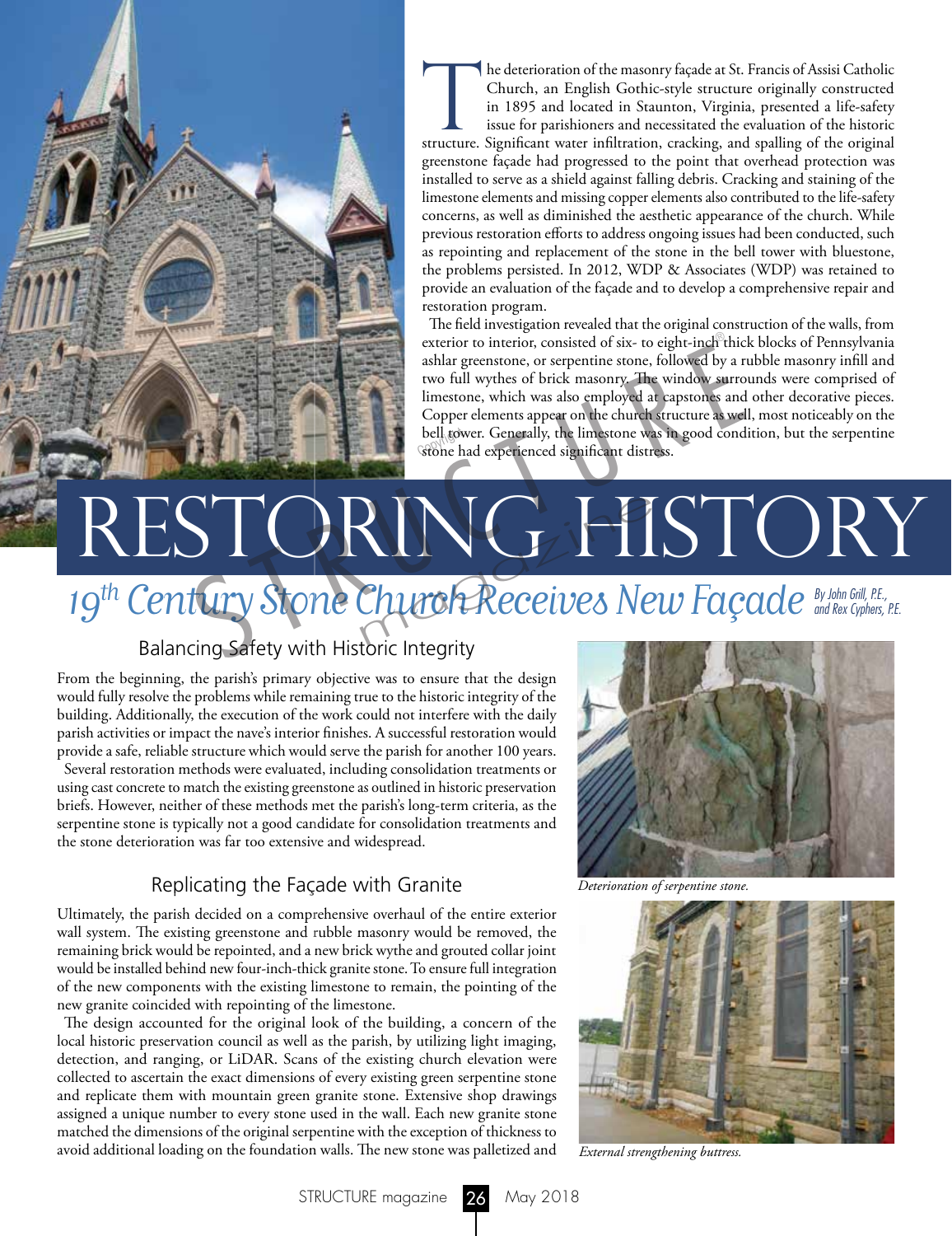# RESTORING HISTORY

## *19th Century Stone Church Receives New Façade*

*By John Grill, P.E., and Rex Cyphers, P.E.*

The deterioration of the masonry façade at St. Francis of Assisi Catholic Church, an English Gothic-style structure originally constructed in 1895 and located in Staunton, Virginia, presented a life-safety issue for parishioners and necessitated the evaluation of the historic structure. Significant water infiltration, cracking, and spalling of the original greenstone façade had progressed to the point that overhead protection was installed to serve as a shield against falling debris. Cracking and staining of the limestone elements and missing copper elements also contributed to the life-safety concerns, as well as diminished the aesthetic appearance of the church. While previous restoration efforts to address ongoing issues had been conducted, such as repointing and replacement of the stone in the bell tower with bluestone, the problems persisted. In 2012, WDP & Associates (WDP) was retained to provide an evaluation of the façade and to develop a comprehensive repair and restoration program.

The field investigation revealed that the original construction of the walls, from exterior to interior, consisted of six- to eight-inch thick blocks of Pennsylvania ashlar greenstone, or serpentine stone, followed by a rubble masonry infill and two full wythes of brick masonry. The window surrounds were comprised of limestone, which was also employed at capstones and other decorative pieces. Copper elements appear on the church structure as well, most noticeably on the bell tower. Generally, the limestone was in good condition, but the serpentine stone had experienced significant distress.

### Balancing Safety with Historic Integrity

From the beginning, the parish's primary objective was to ensure that the design would fully resolve the problems while remaining true to the historic integrity of the building. Additionally, the execution of the work could not interfere with the daily parish activities or impact the nave's interior finishes. A successful restoration would provide a safe, reliable structure which would serve the parish for another 100 years.

Several restoration methods were evaluated, including consolidation treatments or using cast concrete to match the existing greenstone as outlined in historic preservation briefs. However, neither of these methods met the parish's long-term criteria, as the serpentine stone is typically not a good candidate for consolidation treatments and the stone deterioration was far too extensive and widespread.

### Replicating the Façade with Granite

Ultimately, the parish decided on a comprehensive overhaul of the entire exterior wall system. The existing greenstone and rubble masonry would be removed, the remaining brick would be repointed, and a new brick wythe and grouted collar joint would be installed behind new four-inch-thick granite stone. To ensure full integration of the new components with the existing limestone to remain, the pointing of the new granite coincided with repointing of the limestone.

The design accounted for the original look of the building, a concern of the local historic preservation council as well as the parish, by utilizing light imaging, detection, and ranging, or LiDAR. Scans of the existing church elevation were collected to ascertain the exact dimensions of every existing green serpentine stone and replicate them with mountain green granite stone. Extensive shop drawings assigned a unique number to every stone used in the wall. Each new granite stone matched the dimensions of the original serpentine with the exception of thickness to avoid additional loading on the foundation walls. The new stone was palletized and

*Deterioration of serpentine stone.*

*External strengthening buttress.*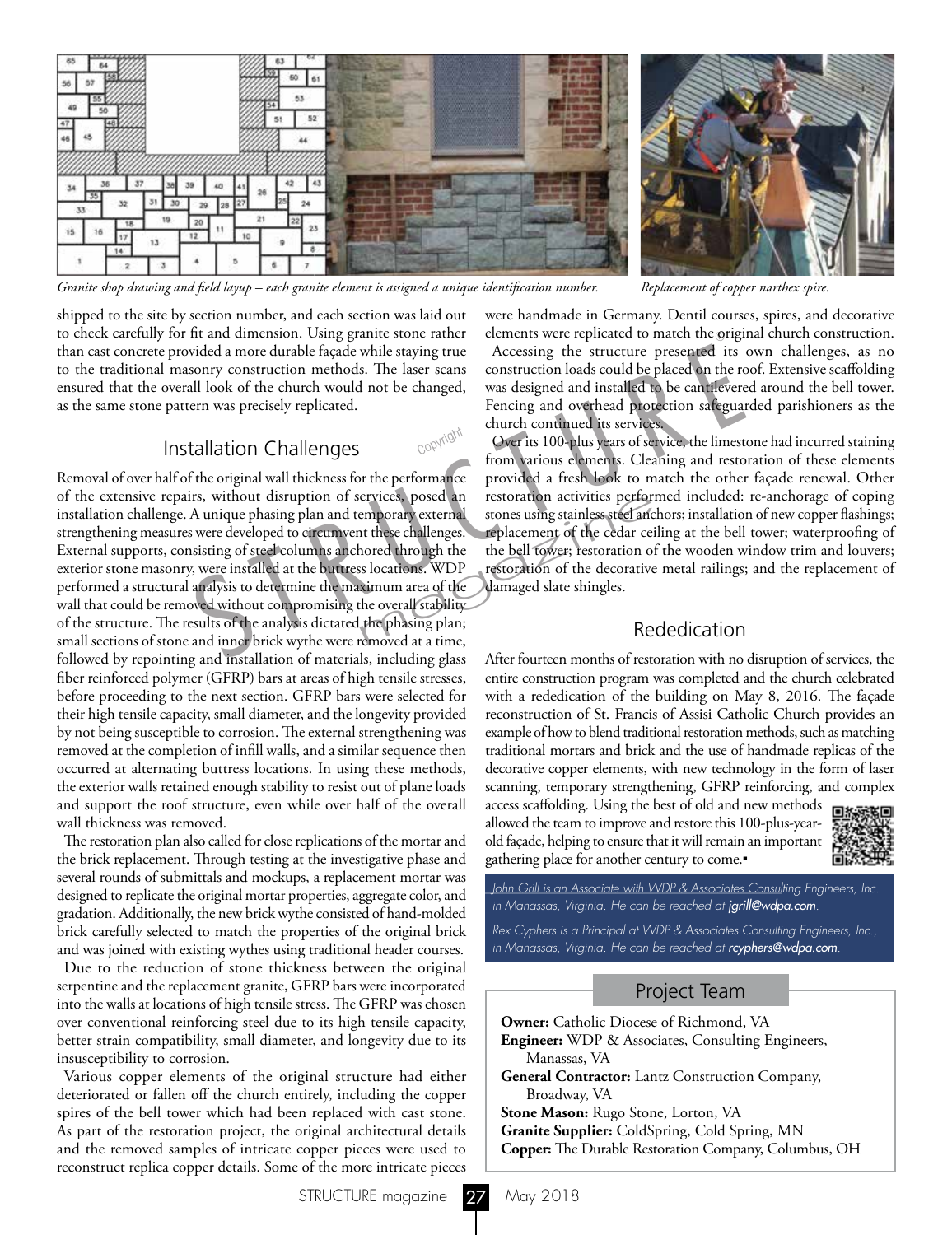*Granite shop drawing and field layup – each granite element is assigned a unique identification number.*

*Replacement of copper narthex spire.*

shipped to the site by section number, and each section was laid out to check carefully for fit and dimension. Using granite stone rather than cast concrete provided a more durable façade while staying true to the traditional masonry construction methods. The laser scans ensured that the overall look of the church would not be changed, as the same stone pattern was precisely replicated.

## Installation Challenges

Removal of over half of the original wall thickness for the performance of the extensive repairs, without disruption of services, posed an installation challenge. A unique phasing plan and temporary external strengthening measures were developed to circumvent these challenges. External supports, consisting of steel columns anchored through the exterior stone masonry, were installed at the buttress locations. WDP performed a structural analysis to determine the maximum area of the wall that could be removed without compromising the overall stability of the structure. The results of the analysis dictated the phasing plan; small sections of stone and inner brick wythe were removed at a time, followed by repointing and installation of materials, including glass fiber reinforced polymer (GFRP) bars at areas of high tensile stresses, before proceeding to the next section. GFRP bars were selected for their high tensile capacity, small diameter, and the longevity provided by not being susceptible to corrosion. The external strengthening was removed at the completion of infill walls, and a similar sequence then occurred at alternating buttress locations. In using these methods, the exterior walls retained enough stability to resist out of plane loads and support the roof structure, even while over half of the overall wall thickness was removed.

The restoration plan also called for close replications of the mortar and the brick replacement. Through testing at the investigative phase and several rounds of submittals and mockups, a replacement mortar was designed to replicate the original mortar properties, aggregate color, and gradation. Additionally, the new brick wythe consisted of hand-molded brick carefully selected to match the properties of the original brick and was joined with existing wythes using traditional header courses.

Due to the reduction of stone thickness between the original serpentine and the replacement granite, GFRP bars were incorporated into the walls at locations of high tensile stress. The GFRP was chosen over conventional reinforcing steel due to its high tensile capacity, better strain compatibility, small diameter, and longevity due to its insusceptibility to corrosion.

Various copper elements of the original structure had either deteriorated or fallen off the church entirely, including the copper spires of the bell tower which had been replaced with cast stone. As part of the restoration project, the original architectural details and the removed samples of intricate copper pieces were used to reconstruct replica copper details. Some of the more intricate pieces were handmade in Germany. Dentil courses, spires, and decorative elements were replicated to match the original church construction.

Accessing the structure presented its own challenges, as no construction loads could be placed on the roof. Extensive scaffolding was designed and installed to be cantilevered around the bell tower. Fencing and overhead protection safeguarded parishioners as the church continued its services.

Over its 100-plus years of service, the limestone had incurred staining from various elements. Cleaning and restoration of these elements provided a fresh look to match the other façade renewal. Other restoration activities performed included: re-anchorage of coping stones using stainless steel anchors; installation of new copper flashings; replacement of the cedar ceiling at the bell tower; waterproofing of the bell tower; restoration of the wooden window trim and louvers; restoration of the decorative metal railings; and the replacement of damaged slate shingles.

## Rededication

After fourteen months of restoration with no disruption of services, the entire construction program was completed and the church celebrated with a rededication of the building on May 8, 2016. The façade reconstruction of St. Francis of Assisi Catholic Church provides an example of how to blend traditional restoration methods, such as matching traditional mortars and brick and the use of handmade replicas of the decorative copper elements, with new technology in the form of laser scanning, temporary strengthening, GFRP reinforcing, and complex access scaffolding. Using the best of old and new methods allowed the team to improve and restore this 100-plus-year-old façade, helping to ensure that it will remain an important gathering place for another century to come.▪

*John Grill is an Associate with WDP & Associates Consulting Engineers, Inc. in Manassas, Virginia. He can be reached at **jgrill@wdpa.com**.*

*Rex Cyphers is a Principal at WDP & Associates Consulting Engineers, Inc., in Manassas, Virginia. He can be reached at **rcyphers@wdpa.com**.*

## Project Team

**Owner:** Catholic Diocese of Richmond, VA
**Engineer:** WDP & Associates, Consulting Engineers, Manassas, VA
**General Contractor:** Lantz Construction Company, Broadway, VA
**Stone Mason:** Rugo Stone, Lorton, VA
**Granite Supplier:** ColdSpring, Cold Spring, MN
**Copper:** The Durable Restoration Company, Columbus, OH